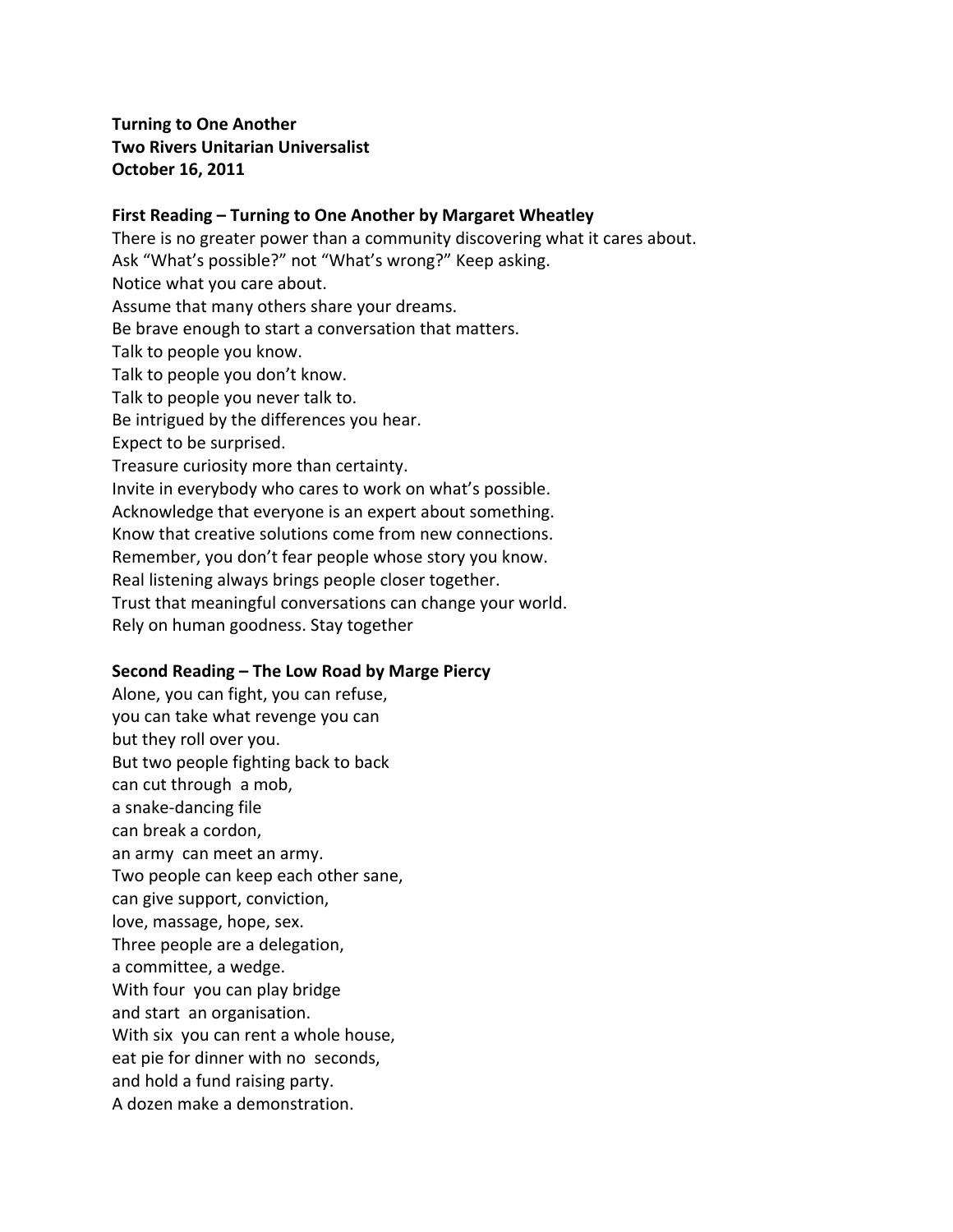**Turning to One Another**
**Two Rivers Unitarian Universalist**
**October 16, 2011**

**First Reading – Turning to One Another by Margaret Wheatley**

There is no greater power than a community discovering what it cares about.
Ask "What's possible?" not "What's wrong?" Keep asking.
Notice what you care about.
Assume that many others share your dreams.
Be brave enough to start a conversation that matters.
Talk to people you know.
Talk to people you don't know.
Talk to people you never talk to.
Be intrigued by the differences you hear.
Expect to be surprised.
Treasure curiosity more than certainty.
Invite in everybody who cares to work on what's possible.
Acknowledge that everyone is an expert about something.
Know that creative solutions come from new connections.
Remember, you don't fear people whose story you know.
Real listening always brings people closer together.
Trust that meaningful conversations can change your world.
Rely on human goodness. Stay together

**Second Reading – The Low Road by Marge Piercy**

Alone, you can fight, you can refuse,
you can take what revenge you can
but they roll over you.
But two people fighting back to back
can cut through a mob,
a snake-dancing file
can break a cordon,
an army can meet an army.
Two people can keep each other sane,
can give support, conviction,
love, massage, hope, sex.
Three people are a delegation,
a committee, a wedge.
With four you can play bridge
and start an organisation.
With six you can rent a whole house,
eat pie for dinner with no seconds,
and hold a fund raising party.
A dozen make a demonstration.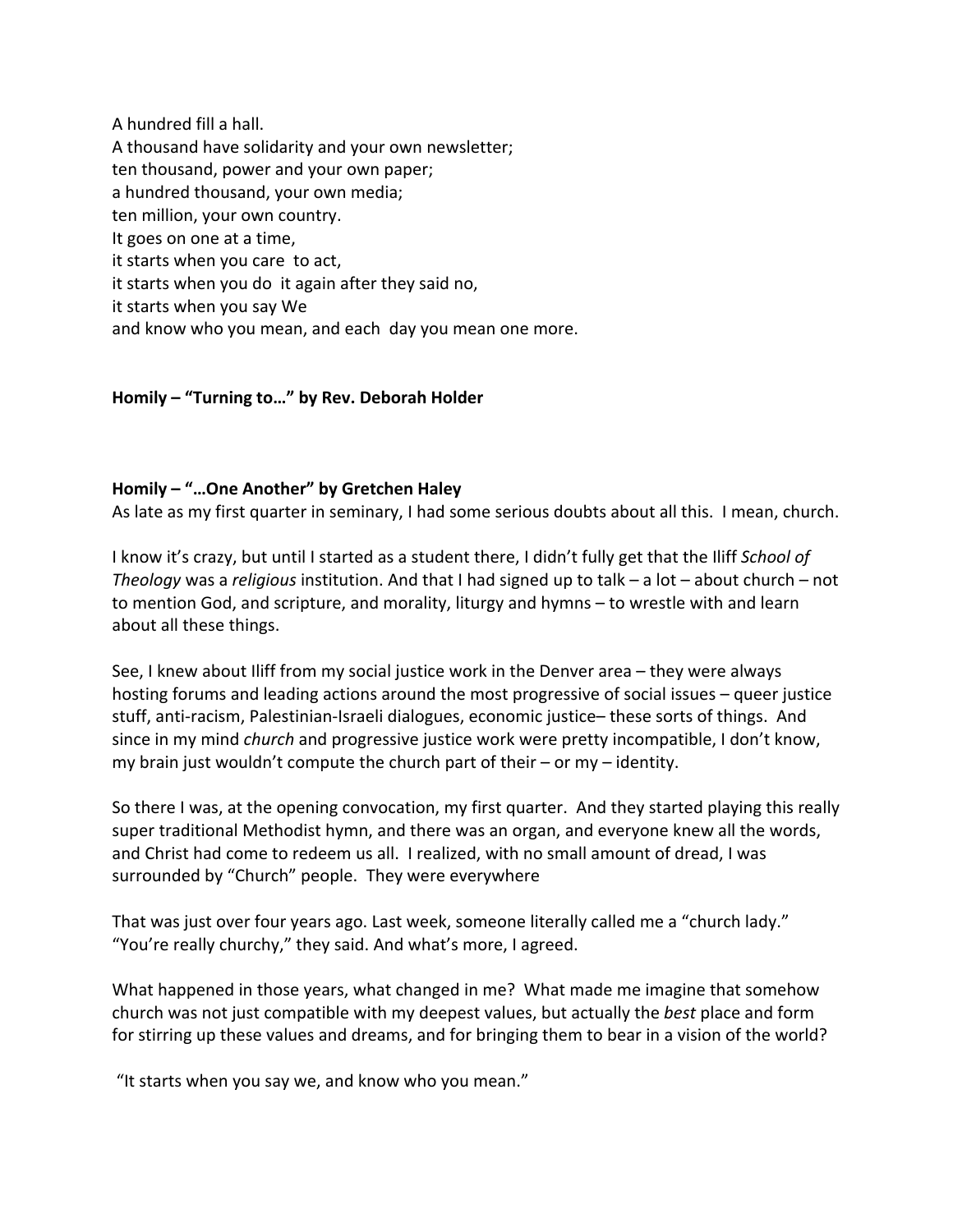A hundred fill a hall.  
A thousand have solidarity and your own newsletter;  
ten thousand, power and your own paper;  
a hundred thousand, your own media;  
ten million, your own country.  
It goes on one at a time,  
it starts when you care to act,  
it starts when you do it again after they said no,  
it starts when you say We  
and know who you mean, and each day you mean one more.

**Homily – "Turning to…" by Rev. Deborah Holder**

**Homily – "…One Another" by Gretchen Haley**

As late as my first quarter in seminary, I had some serious doubts about all this. I mean, church.

I know it's crazy, but until I started as a student there, I didn't fully get that the Iliff *School of Theology* was a *religious* institution. And that I had signed up to talk – a lot – about church – not to mention God, and scripture, and morality, liturgy and hymns – to wrestle with and learn about all these things.

See, I knew about Iliff from my social justice work in the Denver area – they were always hosting forums and leading actions around the most progressive of social issues – queer justice stuff, anti-racism, Palestinian-Israeli dialogues, economic justice– these sorts of things. And since in my mind *church* and progressive justice work were pretty incompatible, I don't know, my brain just wouldn't compute the church part of their – or my – identity.

So there I was, at the opening convocation, my first quarter. And they started playing this really super traditional Methodist hymn, and there was an organ, and everyone knew all the words, and Christ had come to redeem us all. I realized, with no small amount of dread, I was surrounded by "Church" people. They were everywhere

That was just over four years ago. Last week, someone literally called me a "church lady." "You're really churchy," they said. And what's more, I agreed.

What happened in those years, what changed in me? What made me imagine that somehow church was not just compatible with my deepest values, but actually the *best* place and form for stirring up these values and dreams, and for bringing them to bear in a vision of the world?

"It starts when you say we, and know who you mean."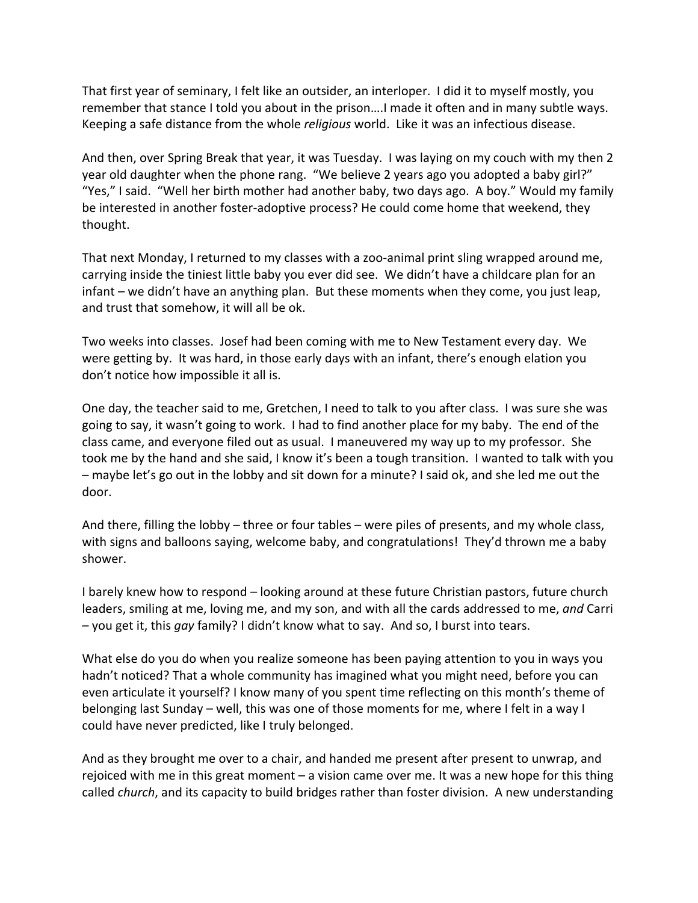That first year of seminary, I felt like an outsider, an interloper. I did it to myself mostly, you remember that stance I told you about in the prison….I made it often and in many subtle ways. Keeping a safe distance from the whole *religious* world. Like it was an infectious disease.

And then, over Spring Break that year, it was Tuesday. I was laying on my couch with my then 2 year old daughter when the phone rang. "We believe 2 years ago you adopted a baby girl?" "Yes," I said. "Well her birth mother had another baby, two days ago. A boy." Would my family be interested in another foster-adoptive process? He could come home that weekend, they thought.

That next Monday, I returned to my classes with a zoo-animal print sling wrapped around me, carrying inside the tiniest little baby you ever did see. We didn't have a childcare plan for an infant – we didn't have an anything plan. But these moments when they come, you just leap, and trust that somehow, it will all be ok.

Two weeks into classes. Josef had been coming with me to New Testament every day. We were getting by. It was hard, in those early days with an infant, there's enough elation you don't notice how impossible it all is.

One day, the teacher said to me, Gretchen, I need to talk to you after class. I was sure she was going to say, it wasn't going to work. I had to find another place for my baby. The end of the class came, and everyone filed out as usual. I maneuvered my way up to my professor. She took me by the hand and she said, I know it's been a tough transition. I wanted to talk with you – maybe let's go out in the lobby and sit down for a minute? I said ok, and she led me out the door.

And there, filling the lobby – three or four tables – were piles of presents, and my whole class, with signs and balloons saying, welcome baby, and congratulations! They'd thrown me a baby shower.

I barely knew how to respond – looking around at these future Christian pastors, future church leaders, smiling at me, loving me, and my son, and with all the cards addressed to me, *and* Carri – you get it, this *gay* family? I didn't know what to say. And so, I burst into tears.

What else do you do when you realize someone has been paying attention to you in ways you hadn't noticed? That a whole community has imagined what you might need, before you can even articulate it yourself? I know many of you spent time reflecting on this month's theme of belonging last Sunday – well, this was one of those moments for me, where I felt in a way I could have never predicted, like I truly belonged.

And as they brought me over to a chair, and handed me present after present to unwrap, and rejoiced with me in this great moment – a vision came over me. It was a new hope for this thing called *church*, and its capacity to build bridges rather than foster division. A new understanding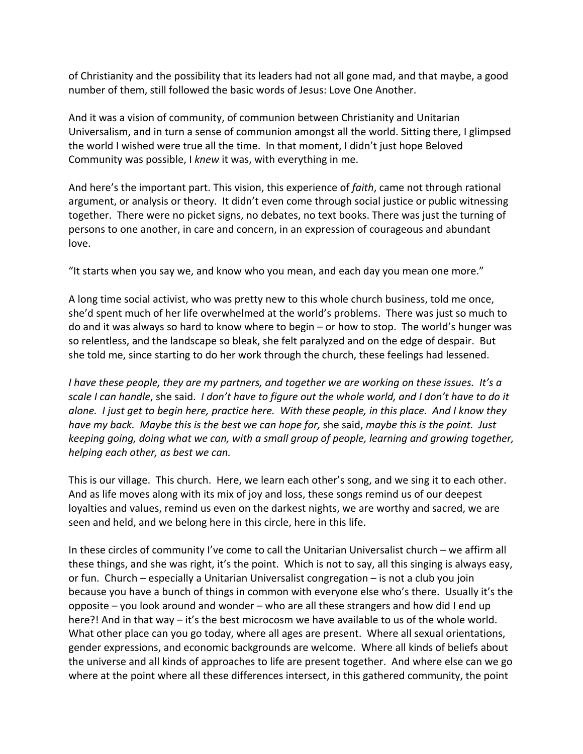of Christianity and the possibility that its leaders had not all gone mad, and that maybe, a good number of them, still followed the basic words of Jesus: Love One Another.

And it was a vision of community, of communion between Christianity and Unitarian Universalism, and in turn a sense of communion amongst all the world. Sitting there, I glimpsed the world I wished were true all the time. In that moment, I didn't just hope Beloved Community was possible, I *knew* it was, with everything in me.

And here's the important part. This vision, this experience of *faith*, came not through rational argument, or analysis or theory. It didn't even come through social justice or public witnessing together. There were no picket signs, no debates, no text books. There was just the turning of persons to one another, in care and concern, in an expression of courageous and abundant love.

"It starts when you say we, and know who you mean, and each day you mean one more."

A long time social activist, who was pretty new to this whole church business, told me once, she'd spent much of her life overwhelmed at the world's problems. There was just so much to do and it was always so hard to know where to begin – or how to stop. The world's hunger was so relentless, and the landscape so bleak, she felt paralyzed and on the edge of despair. But she told me, since starting to do her work through the church, these feelings had lessened.

*I have these people, they are my partners, and together we are working on these issues. It's a scale I can handle*, she said. *I don't have to figure out the whole world, and I don't have to do it alone. I just get to begin here, practice here. With these people, in this place. And I know they have my back. Maybe this is the best we can hope for,* she said, *maybe this is the point. Just keeping going, doing what we can, with a small group of people, learning and growing together, helping each other, as best we can.*

This is our village. This church. Here, we learn each other's song, and we sing it to each other. And as life moves along with its mix of joy and loss, these songs remind us of our deepest loyalties and values, remind us even on the darkest nights, we are worthy and sacred, we are seen and held, and we belong here in this circle, here in this life.

In these circles of community I've come to call the Unitarian Universalist church – we affirm all these things, and she was right, it's the point. Which is not to say, all this singing is always easy, or fun. Church – especially a Unitarian Universalist congregation – is not a club you join because you have a bunch of things in common with everyone else who's there. Usually it's the opposite – you look around and wonder – who are all these strangers and how did I end up here?! And in that way – it's the best microcosm we have available to us of the whole world. What other place can you go today, where all ages are present. Where all sexual orientations, gender expressions, and economic backgrounds are welcome. Where all kinds of beliefs about the universe and all kinds of approaches to life are present together. And where else can we go where at the point where all these differences intersect, in this gathered community, the point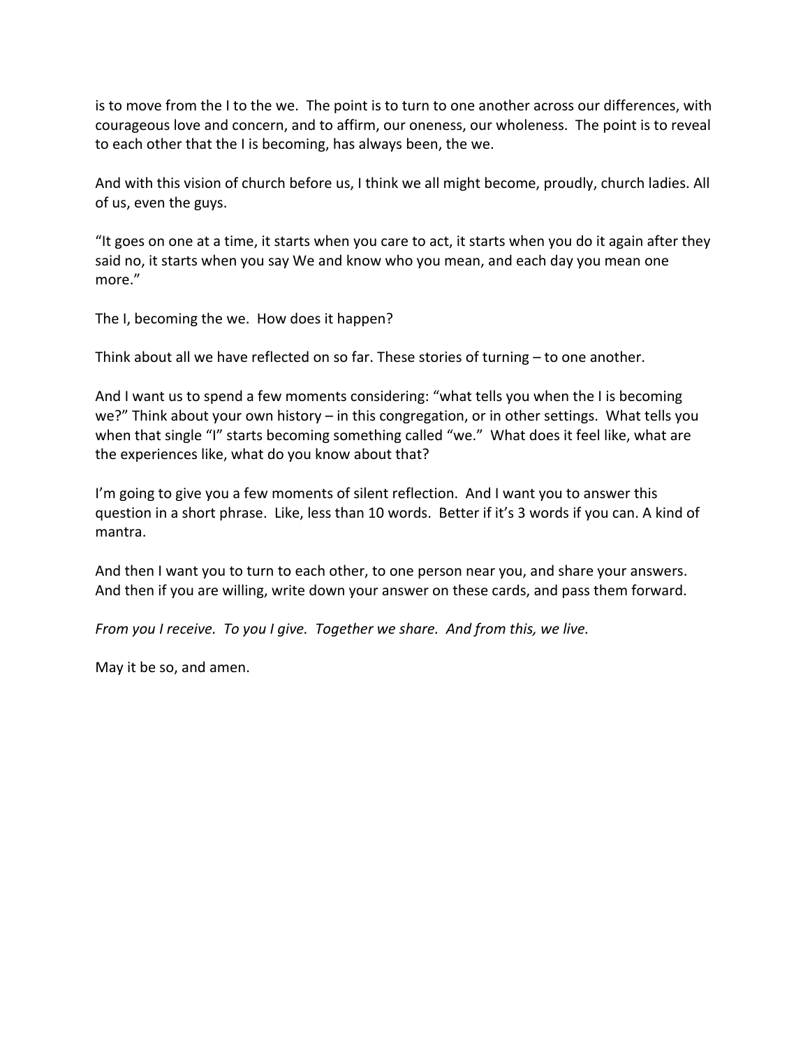is to move from the I to the we. The point is to turn to one another across our differences, with courageous love and concern, and to affirm, our oneness, our wholeness. The point is to reveal to each other that the I is becoming, has always been, the we.

And with this vision of church before us, I think we all might become, proudly, church ladies. All of us, even the guys.

"It goes on one at a time, it starts when you care to act, it starts when you do it again after they said no, it starts when you say We and know who you mean, and each day you mean one more."

The I, becoming the we. How does it happen?

Think about all we have reflected on so far. These stories of turning – to one another.

And I want us to spend a few moments considering: "what tells you when the I is becoming we?" Think about your own history – in this congregation, or in other settings. What tells you when that single "I" starts becoming something called "we." What does it feel like, what are the experiences like, what do you know about that?

I'm going to give you a few moments of silent reflection. And I want you to answer this question in a short phrase. Like, less than 10 words. Better if it's 3 words if you can. A kind of mantra.

And then I want you to turn to each other, to one person near you, and share your answers. And then if you are willing, write down your answer on these cards, and pass them forward.

*From you I receive. To you I give. Together we share. And from this, we live.*

May it be so, and amen.